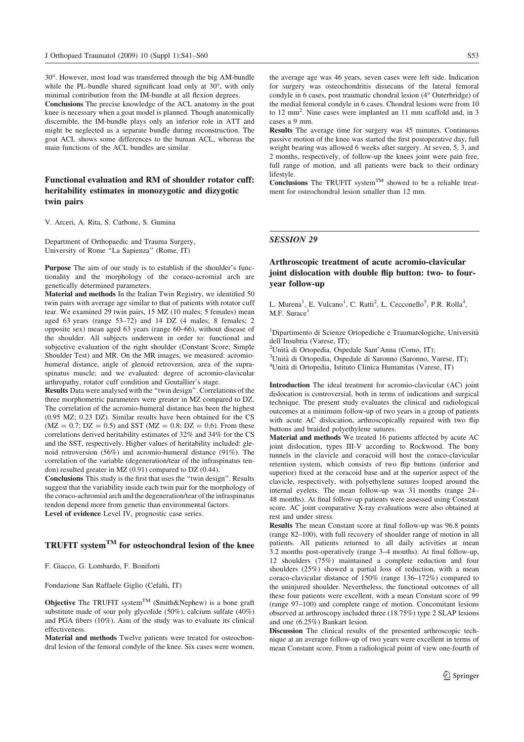30°. However, most load was transferred through the big AM-bundle while the PL-bundle shared significant load only at 30°, with only minimal contribution from the IM-bundle at all flexion degrees.

**Conclusions** The precise knowledge of the ACL anatomy in the goat knee is necessary when a goat model is planned. Though anatomically discernible, the IM-bundle plays only an inferior role in ATT and might be neglected as a separate bundle during reconstruction. The goat ACL shows some differences to the human ACL, whereas the main functions of the ACL bundles are similar.

## Functional evaluation and RM of shoulder rotator cuff: heritability estimates in monozygotic and dizygotic twin pairs

V. Arceri, A. Rita, S. Carbone, S. Gumina

Department of Orthopaedic and Trauma Surgery, University of Rome "La Sapienza" (Rome, IT)

**Purpose** The aim of our study is to establish if the shoulder's functionality and the morphology of the coraco-acromial arch are genetically determined parameters.

**Material and methods** In the Italian Twin Registry, we identified 50 twin pairs with average age similar to that of patients with rotator cuff tear. We examined 29 twin pairs, 15 MZ (10 males; 5 females) mean aged 63 years (range 53–72) and 14 DZ (4 males; 8 females; 2 opposite sex) mean aged 63 years (range 60–66), without disease of the shoulder. All subjects underwent in order to: functional and subjective evaluation of the right shoulder (Constant Score; Simple Shoulder Test) and MR. On the MR images, we measured: acromio-humeral distance, angle of glenoid retroversion, area of the supraspinatus muscle; and we evaluated: degree of acromio-clavicular arthropathy, rotator cuff condition and Goutallier's stage.

**Results** Data were analysed with the "twin design". Correlations of the three morphometric parameters were greater in MZ compared to DZ. The correlation of the acromio-humeral distance has been the highest (0.95 MZ; 0.23 DZ). Similar results have been obtained for the CS (MZ = 0.7; DZ = 0.5) and SST (MZ = 0.8; DZ = 0.6). From these correlations derived heritability estimates of 32% and 34% for the CS and the SST, respectively. Higher values of heritability included: glenoid retroversion (56%) and acromio-humeral distance (91%). The correlation of the variable (degeneration/tear of the infraspinatus tendon) resulted greater in MZ (0.91) compared to DZ (0.44).

**Conclusions** This study is the first that uses the "twin design". Results suggest that the variability inside each twin pair for the morphology of the coraco-achromial arch and the degeneration/tear of the infraspinatus tendon depend more from genetic than environmental factors.

**Level of evidence** Level IV, prognostic case series.

## TRUFIT system™ for osteochondral lesion of the knee

F. Giacco, G. Lombardo, F. Boniforti

Fondazione San Raffaele Giglio (Cefalù, IT)

**Objective** The TRUFIT system™ (Smith&Nephew) is a bone graft substitute made of sour poly glycolide (50%), calcium sulfate (40%) and PGA fibers (10%). Aim of the study was to evaluate its clinical effectiveness.

**Material and methods** Twelve patients were treated for osteochondral lesion of the femoral condyle of the knee. Six cases were women, the average age was 46 years, seven cases were left side. Indication for surgery was osteochondritis dissecans of the lateral femoral condyle in 6 cases, post traumatic chondral lesion (4° Outerbridge) of the medial femoral condyle in 6 cases. Chondral lesions were from 10 to 12 mm$^2$. Nine cases were implanted an 11 mm scaffold and, in 3 cases a 9 mm.

**Results** The average time for surgery was 45 minutes. Continuous passive motion of the knee was started the first postoperative day, full weight bearing was allowed 6 weeks after surgery. At seven, 5, 3, and 2 months, respectively, of follow-up the knees joint were pain free, full range of motion, and all patients were back to their ordinary lifestyle.

**Conclusions** The TRUFIT system™ showed to be a reliable treatment for osteochondral lesion smaller than 12 mm.

# *SESSION 29*

## Arthroscopic treatment of acute acromio-clavicular joint dislocation with double flip button: two- to four-year follow-up

L. Murena[1], E. Vulcano[1], C. Ratti[2], L. Cecconello[3], P.R. Rolla[4], M.F. Surace[1]

[1]Dipartimento di Scienze Ortopediche e Traumatologiche, Università dell'Insubria (Varese, IT);
[2]Unità di Ortopedia, Ospedale Sant'Anna (Como, IT);
[3]Unità di Ortopedia, Ospedale di Saronno (Saronno, Varese, IT);
[4]Unità di Ortopedia, Istituto Clinica Humanitas (Varese, IT)

**Introduction** The ideal treatment for acromio-clavicular (AC) joint dislocation is controversial, both in terms of indications and surgical technique. The present study evaluates the clinical and radiological outcomes at a minimum follow-up of two years in a group of patients with acute AC dislocation, arthroscopically repaired with two flip buttons and braided polyethylene sutures.

**Material and methods** We treated 16 patients affected by acute AC joint dislocation, types III-V according to Rockwood. The bony tunnels in the clavicle and coracoid will host the coraco-clavicular retention system, which consists of two flip buttons (inferior and superior) fixed at the coracoid base and at the superior aspect of the clavicle, respectively, with polyethylene sutures looped around the internal eyelets. The mean follow-up was 31 months (range 24–48 months). At final follow-up patients were assessed using Constant score. AC joint comparative X-ray evaluations were also obtained at rest and under stress.

**Results** The mean Constant score at final follow-up was 96.8 points (range 82–100), with full recovery of shoulder range of motion in all patients. All patients returned to all daily activities at mean 3.2 months post-operatively (range 3–4 months). At final follow-up, 12 shoulders (75%) maintained a complete reduction and four shoulders (25%) showed a partial loss of reduction, with a mean coraco-clavicular distance of 150% (range 136–172%) compared to the uninjured shoulder. Nevertheless, the functional outcomes of all these four patients were excellent, with a mean Constant score of 99 (range 97–100) and complete range of motion. Concomitant lesions observed at arthroscopy included three (18.75%) type 2 SLAP lesions and one (6.25%) Bankart lesion.

**Discussion** The clinical results of the presented arthroscopic technique at an average follow-up of two years were excellent in terms of mean Constant score. From a radiological point of view one-fourth of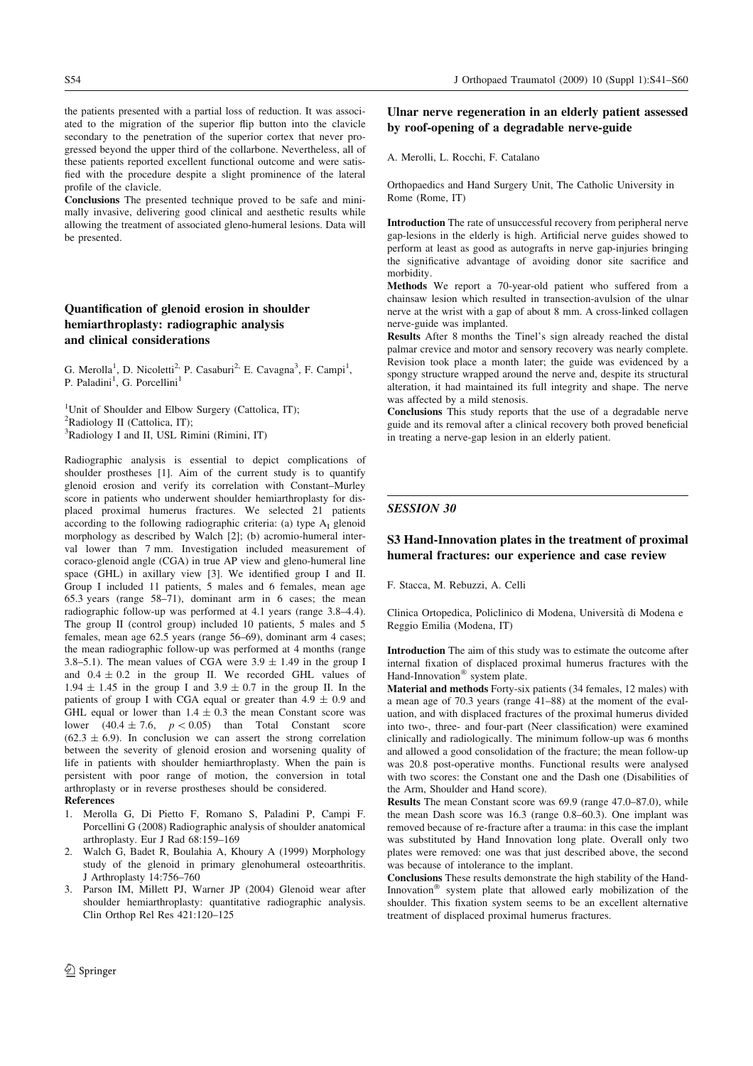the patients presented with a partial loss of reduction. It was associated to the migration of the superior flip button into the clavicle secondary to the penetration of the superior cortex that never progressed beyond the upper third of the collarbone. Nevertheless, all of these patients reported excellent functional outcome and were satisfied with the procedure despite a slight prominence of the lateral profile of the clavicle.

**Conclusions** The presented technique proved to be safe and minimally invasive, delivering good clinical and aesthetic results while allowing the treatment of associated gleno-humeral lesions. Data will be presented.

## Quantification of glenoid erosion in shoulder hemiarthroplasty: radiographic analysis and clinical considerations

G. Merolla[1], D. Nicoletti[2], P. Casaburi[2], E. Cavagna[3], F. Campi[1], P. Paladini[1], G. Porcellini[1]

[1]Unit of Shoulder and Elbow Surgery (Cattolica, IT);
[2]Radiology II (Cattolica, IT);
[3]Radiology I and II, USL Rimini (Rimini, IT)

Radiographic analysis is essential to depict complications of shoulder prostheses [1]. Aim of the current study is to quantify glenoid erosion and verify its correlation with Constant–Murley score in patients who underwent shoulder hemiarthroplasty for displaced proximal humerus fractures. We selected 21 patients according to the following radiographic criteria: (a) type $A_I$ glenoid morphology as described by Walch [2]; (b) acromio-humeral interval lower than 7 mm. Investigation included measurement of coraco-glenoid angle (CGA) in true AP view and gleno-humeral line space (GHL) in axillary view [3]. We identified group I and II. Group I included 11 patients, 5 males and 6 females, mean age 65.3 years (range 58–71), dominant arm in 6 cases; the mean radiographic follow-up was performed at 4.1 years (range 3.8–4.4). The group II (control group) included 10 patients, 5 males and 5 females, mean age 62.5 years (range 56–69), dominant arm 4 cases; the mean radiographic follow-up was performed at 4 months (range 3.8–5.1). The mean values of CGA were $3.9 \pm 1.49$ in the group I and $0.4 \pm 0.2$ in the group II. We recorded GHL values of $1.94 \pm 1.45$ in the group I and $3.9 \pm 0.7$ in the group II. In the patients of group I with CGA equal or greater than $4.9 \pm 0.9$ and GHL equal or lower than $1.4 \pm 0.3$ the mean Constant score was lower ($40.4 \pm 7.6$, $p < 0.05$) than Total Constant score ($62.3 \pm 6.9$). In conclusion we can assert the strong correlation between the severity of glenoid erosion and worsening quality of life in patients with shoulder hemiarthroplasty. When the pain is persistent with poor range of motion, the conversion in total arthroplasty or in reverse prostheses should be considered.

**References**

1. Merolla G, Di Pietto F, Romano S, Paladini P, Campi F. Porcellini G (2008) Radiographic analysis of shoulder anatomical arthroplasty. Eur J Rad 68:159–169
2. Walch G, Badet R, Boulahia A, Khoury A (1999) Morphology study of the glenoid in primary glenohumeral osteoarthritis. J Arthroplasty 14:756–760
3. Parson IM, Millett PJ, Warner JP (2004) Glenoid wear after shoulder hemiarthroplasty: quantitative radiographic analysis. Clin Orthop Rel Res 421:120–125

## Ulnar nerve regeneration in an elderly patient assessed by roof-opening of a degradable nerve-guide

A. Merolli, L. Rocchi, F. Catalano

Orthopaedics and Hand Surgery Unit, The Catholic University in Rome (Rome, IT)

**Introduction** The rate of unsuccessful recovery from peripheral nerve gap-lesions in the elderly is high. Artificial nerve guides showed to perform at least as good as autografts in nerve gap-injuries bringing the significative advantage of avoiding donor site sacrifice and morbidity.

**Methods** We report a 70-year-old patient who suffered from a chainsaw lesion which resulted in transection-avulsion of the ulnar nerve at the wrist with a gap of about 8 mm. A cross-linked collagen nerve-guide was implanted.

**Results** After 8 months the Tinel's sign already reached the distal palmar crevice and motor and sensory recovery was nearly complete. Revision took place a month later; the guide was evidenced by a spongy structure wrapped around the nerve and, despite its structural alteration, it had maintained its full integrity and shape. The nerve was affected by a mild stenosis.

**Conclusions** This study reports that the use of a degradable nerve guide and its removal after a clinical recovery both proved beneficial in treating a nerve-gap lesion in an elderly patient.

## *SESSION 30*

## S3 Hand-Innovation plates in the treatment of proximal humeral fractures: our experience and case review

F. Stacca, M. Rebuzzi, A. Celli

Clinica Ortopedica, Policlinico di Modena, Università di Modena e Reggio Emilia (Modena, IT)

**Introduction** The aim of this study was to estimate the outcome after internal fixation of displaced proximal humerus fractures with the Hand-Innovation® system plate.

**Material and methods** Forty-six patients (34 females, 12 males) with a mean age of 70.3 years (range 41–88) at the moment of the evaluation, and with displaced fractures of the proximal humerus divided into two-, three- and four-part (Neer classification) were examined clinically and radiologically. The minimum follow-up was 6 months and allowed a good consolidation of the fracture; the mean follow-up was 20.8 post-operative months. Functional results were analysed with two scores: the Constant one and the Dash one (Disabilities of the Arm, Shoulder and Hand score).

**Results** The mean Constant score was 69.9 (range 47.0–87.0), while the mean Dash score was 16.3 (range 0.8–60.3). One implant was removed because of re-fracture after a trauma: in this case the implant was substituted by Hand Innovation long plate. Overall only two plates were removed: one was that just described above, the second was because of intolerance to the implant.

**Conclusions** These results demonstrate the high stability of the Hand-Innovation® system plate that allowed early mobilization of the shoulder. This fixation system seems to be an excellent alternative treatment of displaced proximal humerus fractures.